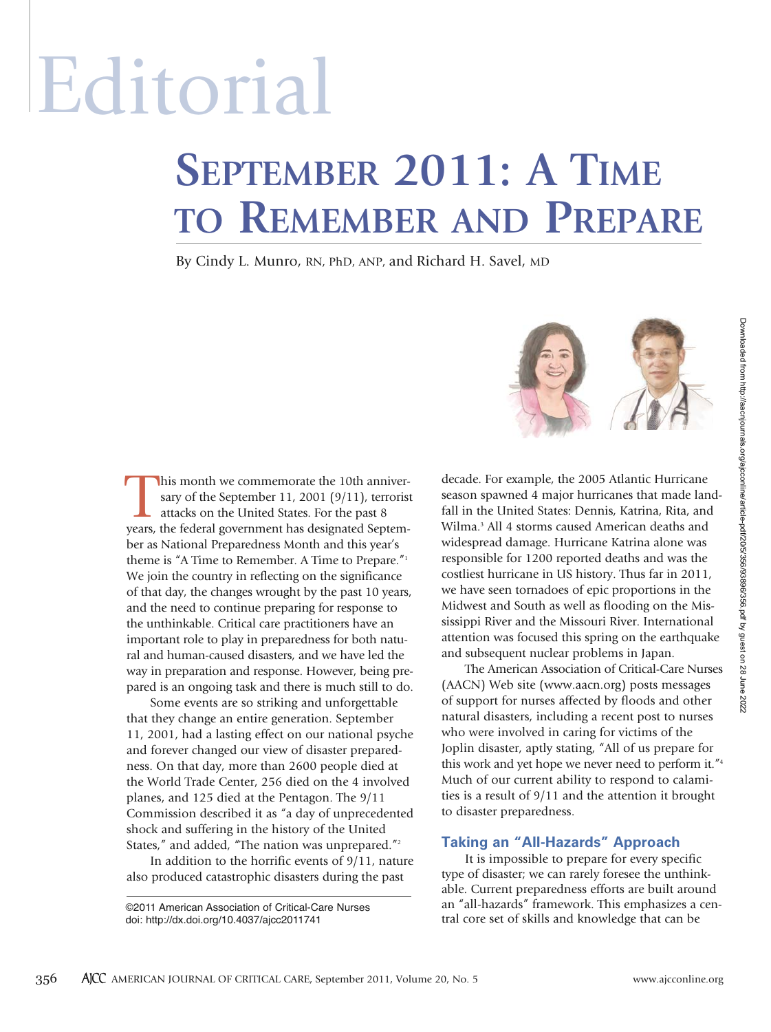# Editorial

# September 2011: A Time to Remember and Prepare

By Cindy L. Munro, RN, PhD, ANP, and Richard H. Savel, MD

This month we commemorate the 10th anniversary of the September 11, 2001 (9/11), terrorist attacks on the United States. For the past 8 years, the federal government has designated September as National Preparedness Month and this year's theme is "A Time to Remember. A Time to Prepare."[1] We join the country in reflecting on the significance of that day, the changes wrought by the past 10 years, and the need to continue preparing for response to the unthinkable. Critical care practitioners have an important role to play in preparedness for both natural and human-caused disasters, and we have led the way in preparation and response. However, being prepared is an ongoing task and there is much still to do.

Some events are so striking and unforgettable that they change an entire generation. September 11, 2001, had a lasting effect on our national psyche and forever changed our view of disaster preparedness. On that day, more than 2600 people died at the World Trade Center, 256 died on the 4 involved planes, and 125 died at the Pentagon. The 9/11 Commission described it as "a day of unprecedented shock and suffering in the history of the United States," and added, "The nation was unprepared."[2]

In addition to the horrific events of 9/11, nature also produced catastrophic disasters during the past decade. For example, the 2005 Atlantic Hurricane season spawned 4 major hurricanes that made landfall in the United States: Dennis, Katrina, Rita, and Wilma.[3] All 4 storms caused American deaths and widespread damage. Hurricane Katrina alone was responsible for 1200 reported deaths and was the costliest hurricane in US history. Thus far in 2011, we have seen tornadoes of epic proportions in the Midwest and South as well as flooding on the Mississippi River and the Missouri River. International attention was focused this spring on the earthquake and subsequent nuclear problems in Japan.

The American Association of Critical-Care Nurses (AACN) Web site (www.aacn.org) posts messages of support for nurses affected by floods and other natural disasters, including a recent post to nurses who were involved in caring for victims of the Joplin disaster, aptly stating, "All of us prepare for this work and yet hope we never need to perform it."[4] Much of our current ability to respond to calamities is a result of 9/11 and the attention it brought to disaster preparedness.

## Taking an "All-Hazards" Approach

It is impossible to prepare for every specific type of disaster; we can rarely foresee the unthinkable. Current preparedness efforts are built around an "all-hazards" framework. This emphasizes a central core set of skills and knowledge that can be

©2011 American Association of Critical-Care Nurses
doi: http://dx.doi.org/10.4037/ajcc2011741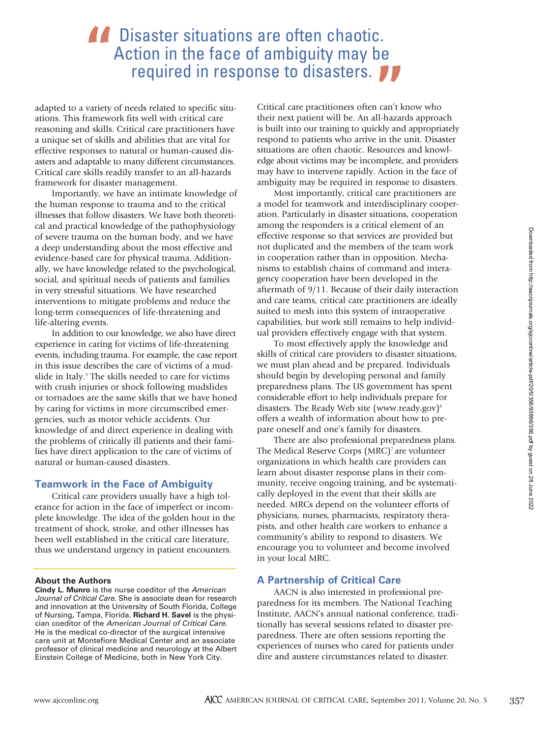> "Disaster situations are often chaotic. Action in the face of ambiguity may be required in response to disasters."

adapted to a variety of needs related to specific situations. This framework fits well with critical care reasoning and skills. Critical care practitioners have a unique set of skills and abilities that are vital for effective responses to natural or human-caused disasters and adaptable to many different circumstances. Critical care skills readily transfer to an all-hazards framework for disaster management.

Importantly, we have an intimate knowledge of the human response to trauma and to the critical illnesses that follow disasters. We have both theoretical and practical knowledge of the pathophysiology of severe trauma on the human body, and we have a deep understanding about the most effective and evidence-based care for physical trauma. Additionally, we have knowledge related to the psychological, social, and spiritual needs of patients and families in very stressful situations. We have researched interventions to mitigate problems and reduce the long-term consequences of life-threatening and life-altering events.

In addition to our knowledge, we also have direct experience in caring for victims of life-threatening events, including trauma. For example, the case report in this issue describes the care of victims of a mudslide in Italy.[5] The skills needed to care for victims with crush injuries or shock following mudslides or tornadoes are the same skills that we have honed by caring for victims in more circumscribed emergencies, such as motor vehicle accidents. Our knowledge of and direct experience in dealing with the problems of critically ill patients and their families have direct application to the care of victims of natural or human-caused disasters.

## Teamwork in the Face of Ambiguity

Critical care providers usually have a high tolerance for action in the face of imperfect or incomplete knowledge. The idea of the golden hour in the treatment of shock, stroke, and other illnesses has been well established in the critical care literature, thus we understand urgency in patient encounters. Critical care practitioners often can't know who their next patient will be. An all-hazards approach is built into our training to quickly and appropriately respond to patients who arrive in the unit. Disaster situations are often chaotic. Resources and knowledge about victims may be incomplete, and providers may have to intervene rapidly. Action in the face of ambiguity may be required in response to disasters.

Most importantly, critical care practitioners are a model for teamwork and interdisciplinary cooperation. Particularly in disaster situations, cooperation among the responders is a critical element of an effective response so that services are provided but not duplicated and the members of the team work in cooperation rather than in opposition. Mechanisms to establish chains of command and interagency cooperation have been developed in the aftermath of 9/11. Because of their daily interaction and care teams, critical care practitioners are ideally suited to mesh into this system of intraoperative capabilities, but work still remains to help individual providers effectively engage with that system.

To most effectively apply the knowledge and skills of critical care providers to disaster situations, we must plan ahead and be prepared. Individuals should begin by developing personal and family preparedness plans. The US government has spent considerable effort to help individuals prepare for disasters. The Ready Web site (www.ready.gov)[6] offers a wealth of information about how to prepare oneself and one's family for disasters.

There are also professional preparedness plans. The Medical Reserve Corps (MRC)[7] are volunteer organizations in which health care providers can learn about disaster response plans in their community, receive ongoing training, and be systematically deployed in the event that their skills are needed. MRCs depend on the volunteer efforts of physicians, nurses, pharmacists, respiratory therapists, and other health care workers to enhance a community's ability to respond to disasters. We encourage you to volunteer and become involved in your local MRC.

## A Partnership of Critical Care

AACN is also interested in professional preparedness for its members. The National Teaching Institute, AACN's annual national conference, traditionally has several sessions related to disaster preparedness. There are often sessions reporting the experiences of nurses who cared for patients under dire and austere circumstances related to disaster.

**About the Authors**

**Cindy L. Munro** is the nurse coeditor of the *American Journal of Critical Care*. She is associate dean for research and innovation at the University of South Florida, College of Nursing, Tampa, Florida. **Richard H. Savel** is the physician coeditor of the *American Journal of Critical Care*. He is the medical co-director of the surgical intensive care unit at Montefiore Medical Center and an associate professor of clinical medicine and neurology at the Albert Einstein College of Medicine, both in New York City.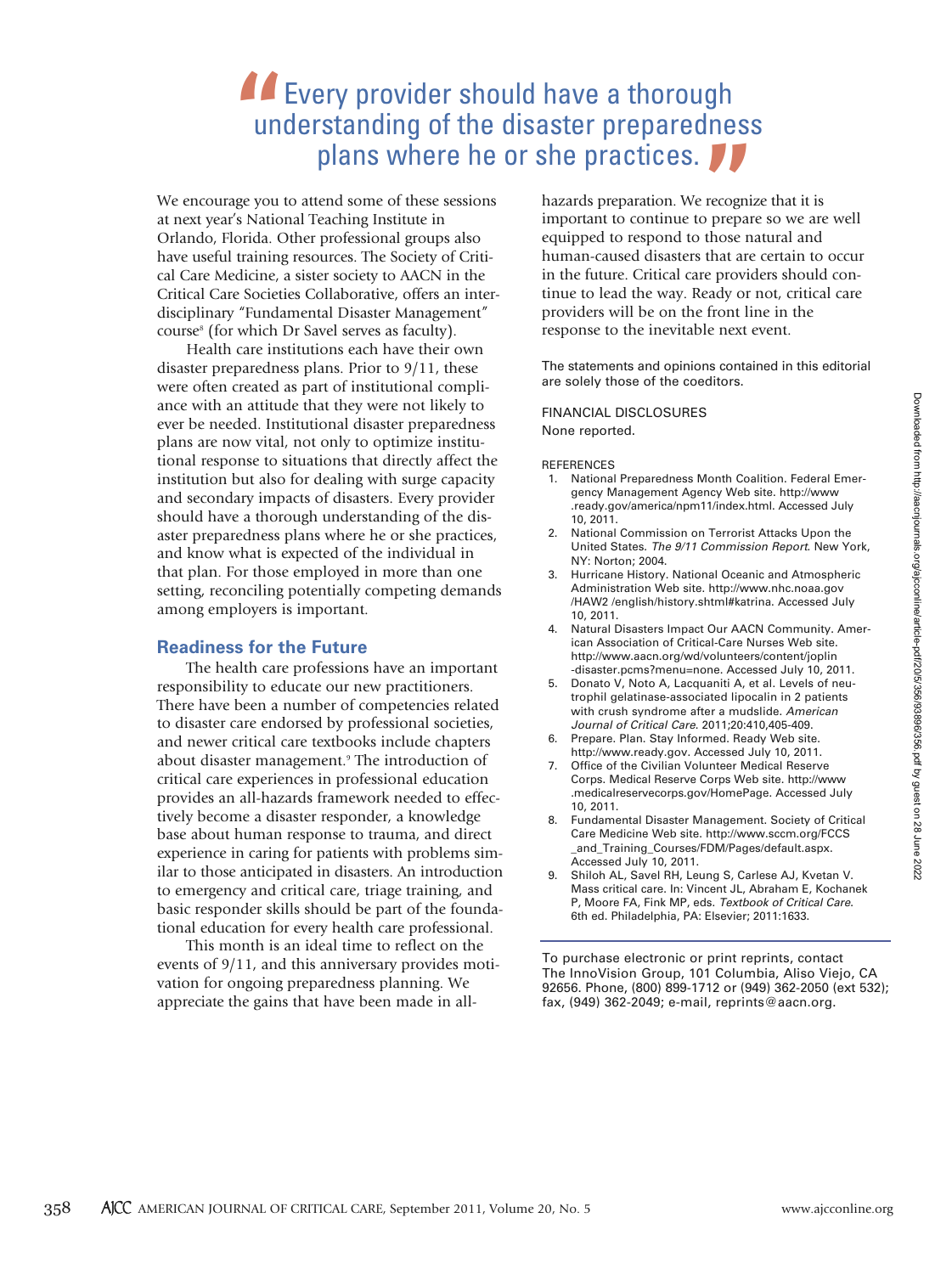> "Every provider should have a thorough understanding of the disaster preparedness plans where he or she practices."

We encourage you to attend some of these sessions at next year's National Teaching Institute in Orlando, Florida. Other professional groups also have useful training resources. The Society of Critical Care Medicine, a sister society to AACN in the Critical Care Societies Collaborative, offers an interdisciplinary "Fundamental Disaster Management" course[8] (for which Dr Savel serves as faculty).

Health care institutions each have their own disaster preparedness plans. Prior to 9/11, these were often created as part of institutional compliance with an attitude that they were not likely to ever be needed. Institutional disaster preparedness plans are now vital, not only to optimize institutional response to situations that directly affect the institution but also for dealing with surge capacity and secondary impacts of disasters. Every provider should have a thorough understanding of the disaster preparedness plans where he or she practices, and know what is expected of the individual in that plan. For those employed in more than one setting, reconciling potentially competing demands among employers is important.

## Readiness for the Future

The health care professions have an important responsibility to educate our new practitioners. There have been a number of competencies related to disaster care endorsed by professional societies, and newer critical care textbooks include chapters about disaster management.[9] The introduction of critical care experiences in professional education provides an all-hazards framework needed to effectively become a disaster responder, a knowledge base about human response to trauma, and direct experience in caring for patients with problems similar to those anticipated in disasters. An introduction to emergency and critical care, triage training, and basic responder skills should be part of the foundational education for every health care professional.

This month is an ideal time to reflect on the events of 9/11, and this anniversary provides motivation for ongoing preparedness planning. We appreciate the gains that have been made in all-hazards preparation. We recognize that it is important to continue to prepare so we are well equipped to respond to those natural and human-caused disasters that are certain to occur in the future. Critical care providers should continue to lead the way. Ready or not, critical care providers will be on the front line in the response to the inevitable next event.

The statements and opinions contained in this editorial are solely those of the coeditors.

FINANCIAL DISCLOSURES

None reported.

REFERENCES

1. National Preparedness Month Coalition. Federal Emergency Management Agency Web site. http://www.ready.gov/america/npm11/index.html. Accessed July 10, 2011.
2. National Commission on Terrorist Attacks Upon the United States. *The 9/11 Commission Report*. New York, NY: Norton; 2004.
3. Hurricane History. National Oceanic and Atmospheric Administration Web site. http://www.nhc.noaa.gov/HAW2 /english/history.shtml#katrina. Accessed July 10, 2011.
4. Natural Disasters Impact Our AACN Community. American Association of Critical-Care Nurses Web site. http://www.aacn.org/wd/volunteers/content/joplin-disaster.pcms?menu=none. Accessed July 10, 2011.
5. Donato V, Noto A, Lacquaniti A, et al. Levels of neutrophil gelatinase-associated lipocalin in 2 patients with crush syndrome after a mudslide. *American Journal of Critical Care*. 2011;20:410,405-409.
6. Prepare. Plan. Stay Informed. Ready Web site. http://www.ready.gov. Accessed July 10, 2011.
7. Office of the Civilian Volunteer Medical Reserve Corps. Medical Reserve Corps Web site. http://www.medicalreservecorps.gov/HomePage. Accessed July 10, 2011.
8. Fundamental Disaster Management. Society of Critical Care Medicine Web site. http://www.sccm.org/FCCS_and_Training_Courses/FDM/Pages/default.aspx. Accessed July 10, 2011.
9. Shiloh AL, Savel RH, Leung S, Carlese AJ, Kvetan V. Mass critical care. In: Vincent JL, Abraham E, Kochanek P, Moore FA, Fink MP, eds. *Textbook of Critical Care.* 6th ed. Philadelphia, PA: Elsevier; 2011:1633.

To purchase electronic or print reprints, contact The InnoVision Group, 101 Columbia, Aliso Viejo, CA 92656. Phone, (800) 899-1712 or (949) 362-2050 (ext 532); fax, (949) 362-2049; e-mail, reprints@aacn.org.